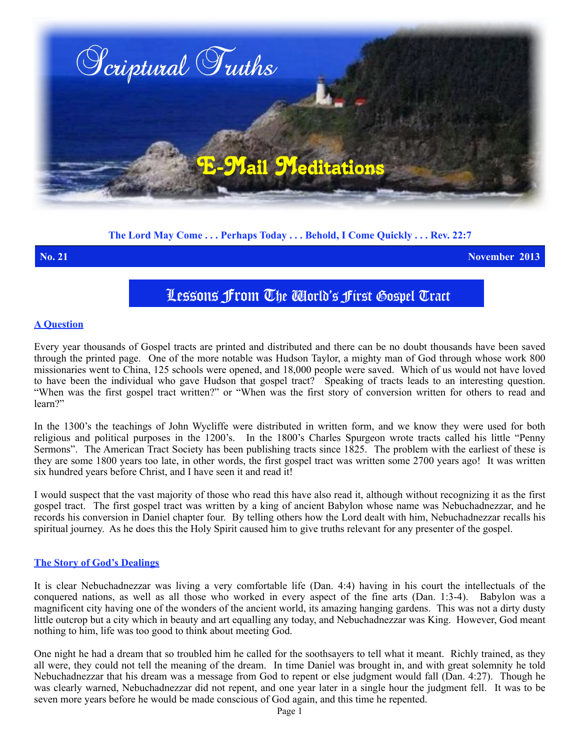# Scriptural Truths

## E-Mail Meditations

**The Lord May Come . . . Perhaps Today . . . Behold, I Come Quickly . . . Rev. 22:7**

**No. 21** **November 2013**

# Lessons From The World's First Gospel Tract

### A Question

Every year thousands of Gospel tracts are printed and distributed and there can be no doubt thousands have been saved through the printed page. One of the more notable was Hudson Taylor, a mighty man of God through whose work 800 missionaries went to China, 125 schools were opened, and 18,000 people were saved. Which of us would not have loved to have been the individual who gave Hudson that gospel tract? Speaking of tracts leads to an interesting question. "When was the first gospel tract written?" or "When was the first story of conversion written for others to read and learn?"

In the 1300's the teachings of John Wycliffe were distributed in written form, and we know they were used for both religious and political purposes in the 1200's. In the 1800's Charles Spurgeon wrote tracts called his little "Penny Sermons". The American Tract Society has been publishing tracts since 1825. The problem with the earliest of these is they are some 1800 years too late, in other words, the first gospel tract was written some 2700 years ago! It was written six hundred years before Christ, and I have seen it and read it!

I would suspect that the vast majority of those who read this have also read it, although without recognizing it as the first gospel tract. The first gospel tract was written by a king of ancient Babylon whose name was Nebuchadnezzar, and he records his conversion in Daniel chapter four. By telling others how the Lord dealt with him, Nebuchadnezzar recalls his spiritual journey. As he does this the Holy Spirit caused him to give truths relevant for any presenter of the gospel.

### The Story of God's Dealings

It is clear Nebuchadnezzar was living a very comfortable life (Dan. 4:4) having in his court the intellectuals of the conquered nations, as well as all those who worked in every aspect of the fine arts (Dan. 1:3-4). Babylon was a magnificent city having one of the wonders of the ancient world, its amazing hanging gardens. This was not a dirty dusty little outcrop but a city which in beauty and art equalling any today, and Nebuchadnezzar was King. However, God meant nothing to him, life was too good to think about meeting God.

One night he had a dream that so troubled him he called for the soothsayers to tell what it meant. Richly trained, as they all were, they could not tell the meaning of the dream. In time Daniel was brought in, and with great solemnity he told Nebuchadnezzar that his dream was a message from God to repent or else judgment would fall (Dan. 4:27). Though he was clearly warned, Nebuchadnezzar did not repent, and one year later in a single hour the judgment fell. It was to be seven more years before he would be made conscious of God again, and this time he repented.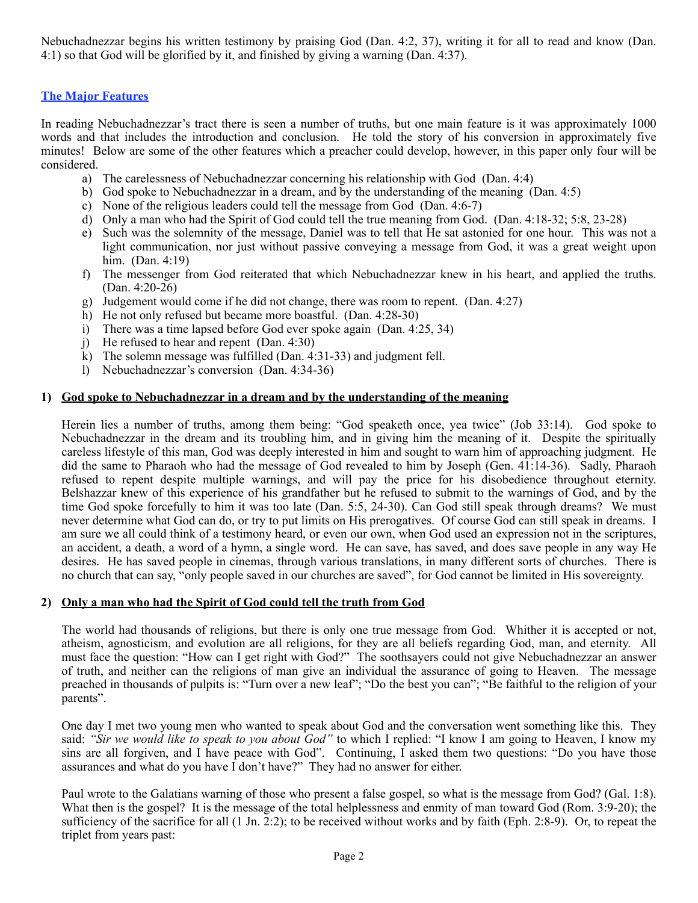Nebuchadnezzar begins his written testimony by praising God (Dan. 4:2, 37), writing it for all to read and know (Dan. 4:1) so that God will be glorified by it, and finished by giving a warning (Dan. 4:37).

## The Major Features

In reading Nebuchadnezzar's tract there is seen a number of truths, but one main feature is it was approximately 1000 words and that includes the introduction and conclusion. He told the story of his conversion in approximately five minutes! Below are some of the other features which a preacher could develop, however, in this paper only four will be considered.

a) The carelessness of Nebuchadnezzar concerning his relationship with God (Dan. 4:4)
b) God spoke to Nebuchadnezzar in a dream, and by the understanding of the meaning (Dan. 4:5)
c) None of the religious leaders could tell the message from God (Dan. 4:6-7)
d) Only a man who had the Spirit of God could tell the true meaning from God. (Dan. 4:18-32; 5:8, 23-28)
e) Such was the solemnity of the message, Daniel was to tell that He sat astonied for one hour. This was not a light communication, nor just without passive conveying a message from God, it was a great weight upon him. (Dan. 4:19)
f) The messenger from God reiterated that which Nebuchadnezzar knew in his heart, and applied the truths. (Dan. 4:20-26)
g) Judgement would come if he did not change, there was room to repent. (Dan. 4:27)
h) He not only refused but became more boastful. (Dan. 4:28-30)
i) There was a time lapsed before God ever spoke again (Dan. 4:25, 34)
j) He refused to hear and repent (Dan. 4:30)
k) The solemn message was fulfilled (Dan. 4:31-33) and judgment fell.
l) Nebuchadnezzar's conversion (Dan. 4:34-36)

### 1) God spoke to Nebuchadnezzar in a dream and by the understanding of the meaning

Herein lies a number of truths, among them being: "God speaketh once, yea twice" (Job 33:14). God spoke to Nebuchadnezzar in the dream and its troubling him, and in giving him the meaning of it. Despite the spiritually careless lifestyle of this man, God was deeply interested in him and sought to warn him of approaching judgment. He did the same to Pharaoh who had the message of God revealed to him by Joseph (Gen. 41:14-36). Sadly, Pharaoh refused to repent despite multiple warnings, and will pay the price for his disobedience throughout eternity. Belshazzar knew of this experience of his grandfather but he refused to submit to the warnings of God, and by the time God spoke forcefully to him it was too late (Dan. 5:5, 24-30). Can God still speak through dreams? We must never determine what God can do, or try to put limits on His prerogatives. Of course God can still speak in dreams. I am sure we all could think of a testimony heard, or even our own, when God used an expression not in the scriptures, an accident, a death, a word of a hymn, a single word. He can save, has saved, and does save people in any way He desires. He has saved people in cinemas, through various translations, in many different sorts of churches. There is no church that can say, "only people saved in our churches are saved", for God cannot be limited in His sovereignty.

### 2) Only a man who had the Spirit of God could tell the truth from God

The world had thousands of religions, but there is only one true message from God. Whither it is accepted or not, atheism, agnosticism, and evolution are all religions, for they are all beliefs regarding God, man, and eternity. All must face the question: "How can I get right with God?" The soothsayers could not give Nebuchadnezzar an answer of truth, and neither can the religions of man give an individual the assurance of going to Heaven. The message preached in thousands of pulpits is: "Turn over a new leaf"; "Do the best you can"; "Be faithful to the religion of your parents".

One day I met two young men who wanted to speak about God and the conversation went something like this. They said: *"Sir we would like to speak to you about God"* to which I replied: "I know I am going to Heaven, I know my sins are all forgiven, and I have peace with God". Continuing, I asked them two questions: "Do you have those assurances and what do you have I don't have?" They had no answer for either.

Paul wrote to the Galatians warning of those who present a false gospel, so what is the message from God? (Gal. 1:8). What then is the gospel? It is the message of the total helplessness and enmity of man toward God (Rom. 3:9-20); the sufficiency of the sacrifice for all (1 Jn. 2:2); to be received without works and by faith (Eph. 2:8-9). Or, to repeat the triplet from years past: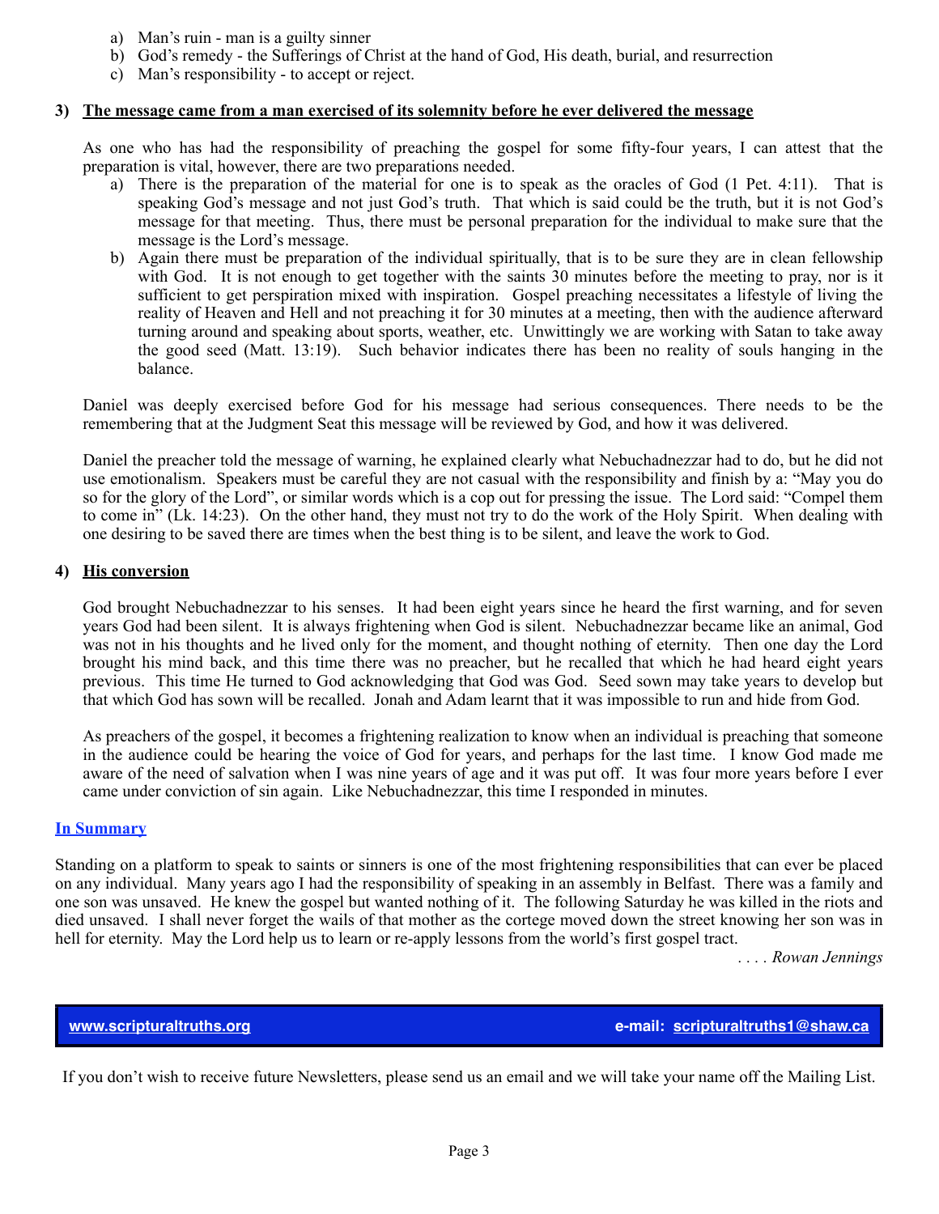a) Man's ruin - man is a guilty sinner
b) God's remedy - the Sufferings of Christ at the hand of God, His death, burial, and resurrection
c) Man's responsibility - to accept or reject.

**3) <u>The message came from a man exercised of its solemnity before he ever delivered the message</u>**

As one who has had the responsibility of preaching the gospel for some fifty-four years, I can attest that the preparation is vital, however, there are two preparations needed.

a) There is the preparation of the material for one is to speak as the oracles of God (1 Pet. 4:11). That is speaking God's message and not just God's truth. That which is said could be the truth, but it is not God's message for that meeting. Thus, there must be personal preparation for the individual to make sure that the message is the Lord's message.
b) Again there must be preparation of the individual spiritually, that is to be sure they are in clean fellowship with God. It is not enough to get together with the saints 30 minutes before the meeting to pray, nor is it sufficient to get perspiration mixed with inspiration. Gospel preaching necessitates a lifestyle of living the reality of Heaven and Hell and not preaching it for 30 minutes at a meeting, then with the audience afterward turning around and speaking about sports, weather, etc. Unwittingly we are working with Satan to take away the good seed (Matt. 13:19). Such behavior indicates there has been no reality of souls hanging in the balance.

Daniel was deeply exercised before God for his message had serious consequences. There needs to be the remembering that at the Judgment Seat this message will be reviewed by God, and how it was delivered.

Daniel the preacher told the message of warning, he explained clearly what Nebuchadnezzar had to do, but he did not use emotionalism. Speakers must be careful they are not casual with the responsibility and finish by a: "May you do so for the glory of the Lord", or similar words which is a cop out for pressing the issue. The Lord said: "Compel them to come in" (Lk. 14:23). On the other hand, they must not try to do the work of the Holy Spirit. When dealing with one desiring to be saved there are times when the best thing is to be silent, and leave the work to God.

**4) <u>His conversion</u>**

God brought Nebuchadnezzar to his senses. It had been eight years since he heard the first warning, and for seven years God had been silent. It is always frightening when God is silent. Nebuchadnezzar became like an animal, God was not in his thoughts and he lived only for the moment, and thought nothing of eternity. Then one day the Lord brought his mind back, and this time there was no preacher, but he recalled that which he had heard eight years previous. This time He turned to God acknowledging that God was God. Seed sown may take years to develop but that which God has sown will be recalled. Jonah and Adam learnt that it was impossible to run and hide from God.

As preachers of the gospel, it becomes a frightening realization to know when an individual is preaching that someone in the audience could be hearing the voice of God for years, and perhaps for the last time. I know God made me aware of the need of salvation when I was nine years of age and it was put off. It was four more years before I ever came under conviction of sin again. Like Nebuchadnezzar, this time I responded in minutes.

**<u>In Summary</u>**

Standing on a platform to speak to saints or sinners is one of the most frightening responsibilities that can ever be placed on any individual. Many years ago I had the responsibility of speaking in an assembly in Belfast. There was a family and one son was unsaved. He knew the gospel but wanted nothing of it. The following Saturday he was killed in the riots and died unsaved. I shall never forget the wails of that mother as the cortege moved down the street knowing her son was in hell for eternity. May the Lord help us to learn or re-apply lessons from the world's first gospel tract.

*. . . . Rowan Jennings*

**www.scripturaltruths.org** — **e-mail: scripturaltruths1@shaw.ca**

If you don't wish to receive future Newsletters, please send us an email and we will take your name off the Mailing List.